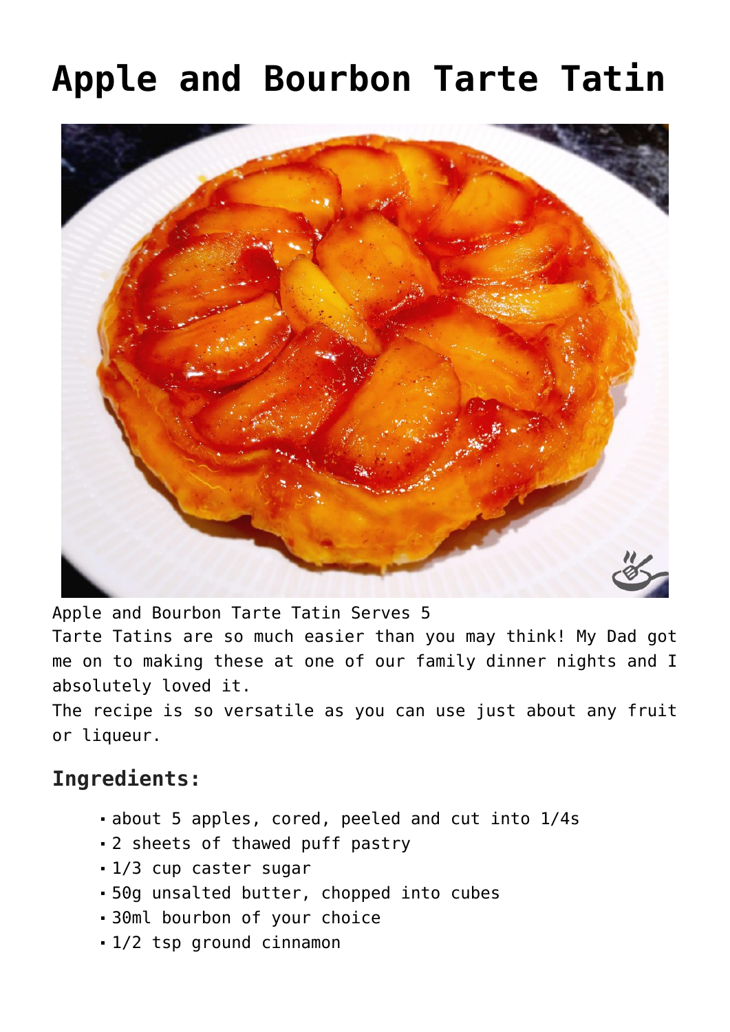# Apple and Bourbon Tarte Tatin

Apple and Bourbon Tarte Tatin Serves 5
Tarte Tatins are so much easier than you may think! My Dad got me on to making these at one of our family dinner nights and I absolutely loved it.
The recipe is so versatile as you can use just about any fruit or liqueur.

## Ingredients:

- about 5 apples, cored, peeled and cut into 1/4s
- 2 sheets of thawed puff pastry
- 1/3 cup caster sugar
- 50g unsalted butter, chopped into cubes
- 30ml bourbon of your choice
- 1/2 tsp ground cinnamon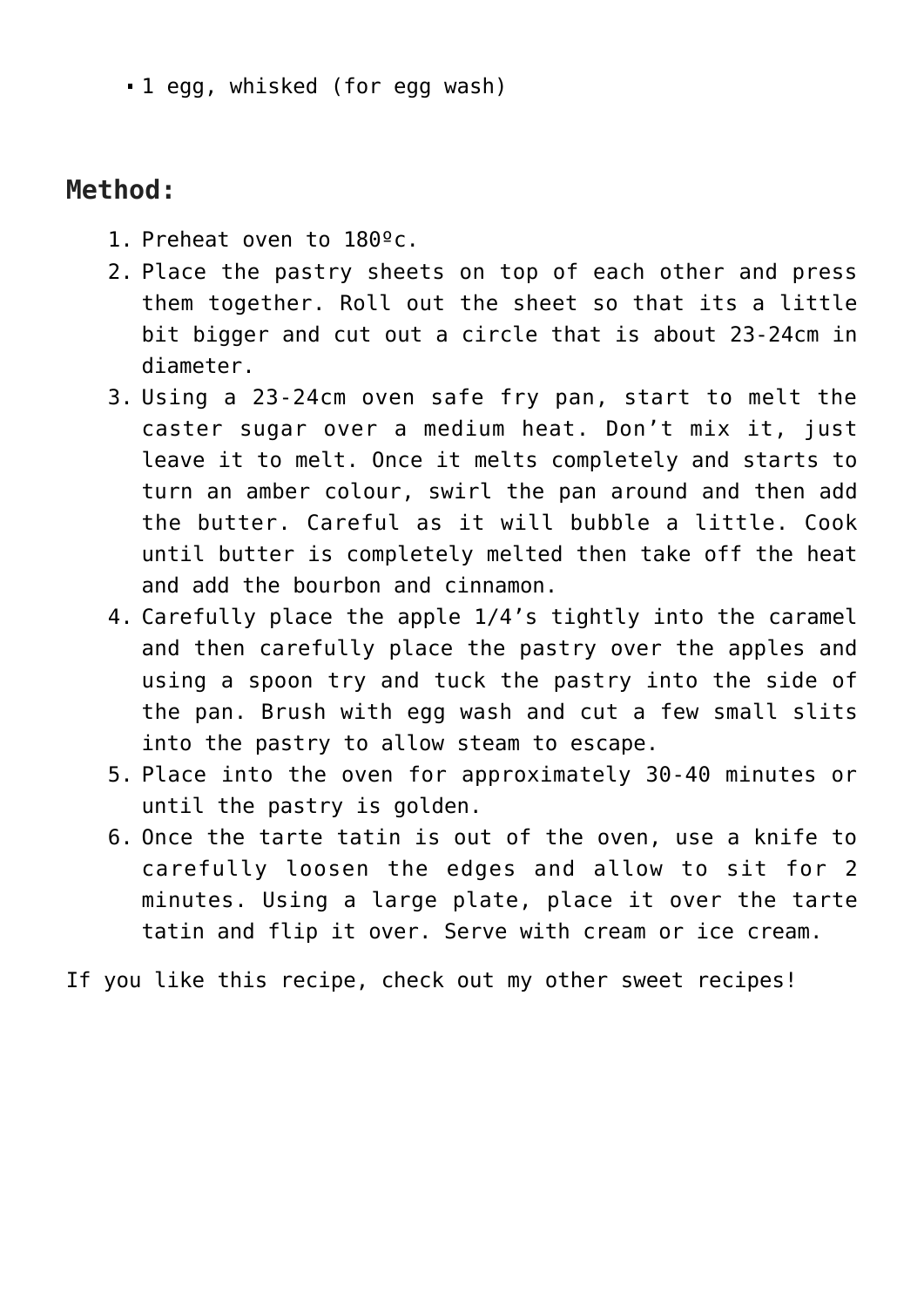- 1 egg, whisked (for egg wash)

## Method:

1. Preheat oven to 180ºc.
2. Place the pastry sheets on top of each other and press them together. Roll out the sheet so that its a little bit bigger and cut out a circle that is about 23-24cm in diameter.
3. Using a 23-24cm oven safe fry pan, start to melt the caster sugar over a medium heat. Don't mix it, just leave it to melt. Once it melts completely and starts to turn an amber colour, swirl the pan around and then add the butter. Careful as it will bubble a little. Cook until butter is completely melted then take off the heat and add the bourbon and cinnamon.
4. Carefully place the apple 1/4's tightly into the caramel and then carefully place the pastry over the apples and using a spoon try and tuck the pastry into the side of the pan. Brush with egg wash and cut a few small slits into the pastry to allow steam to escape.
5. Place into the oven for approximately 30-40 minutes or until the pastry is golden.
6. Once the tarte tatin is out of the oven, use a knife to carefully loosen the edges and allow to sit for 2 minutes. Using a large plate, place it over the tarte tatin and flip it over. Serve with cream or ice cream.

If you like this recipe, check out my other sweet recipes!